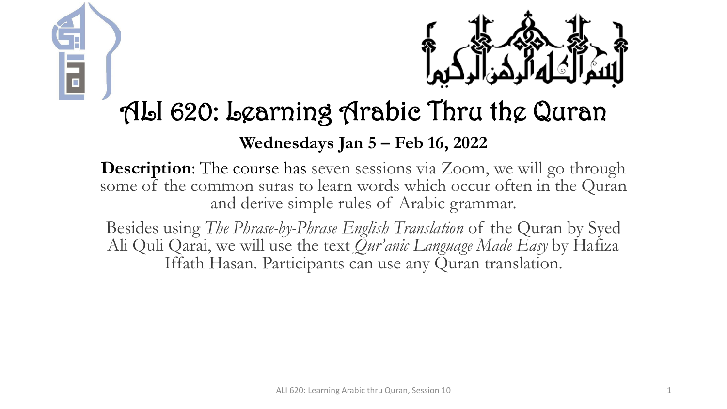# ALI 620: Learning Arabic Thru the Quran

**Wednesdays Jan 5 – Feb 16, 2022**

**Description**: The course has seven sessions via Zoom, we will go through some of the common suras to learn words which occur often in the Quran and derive simple rules of Arabic grammar.

Besides using *The Phrase-by-Phrase English Translation* of the Quran by Syed Ali Quli Qarai, we will use the text *Qur'anic Language Made Easy* by Hafiza Iffath Hasan. Participants can use any Quran translation.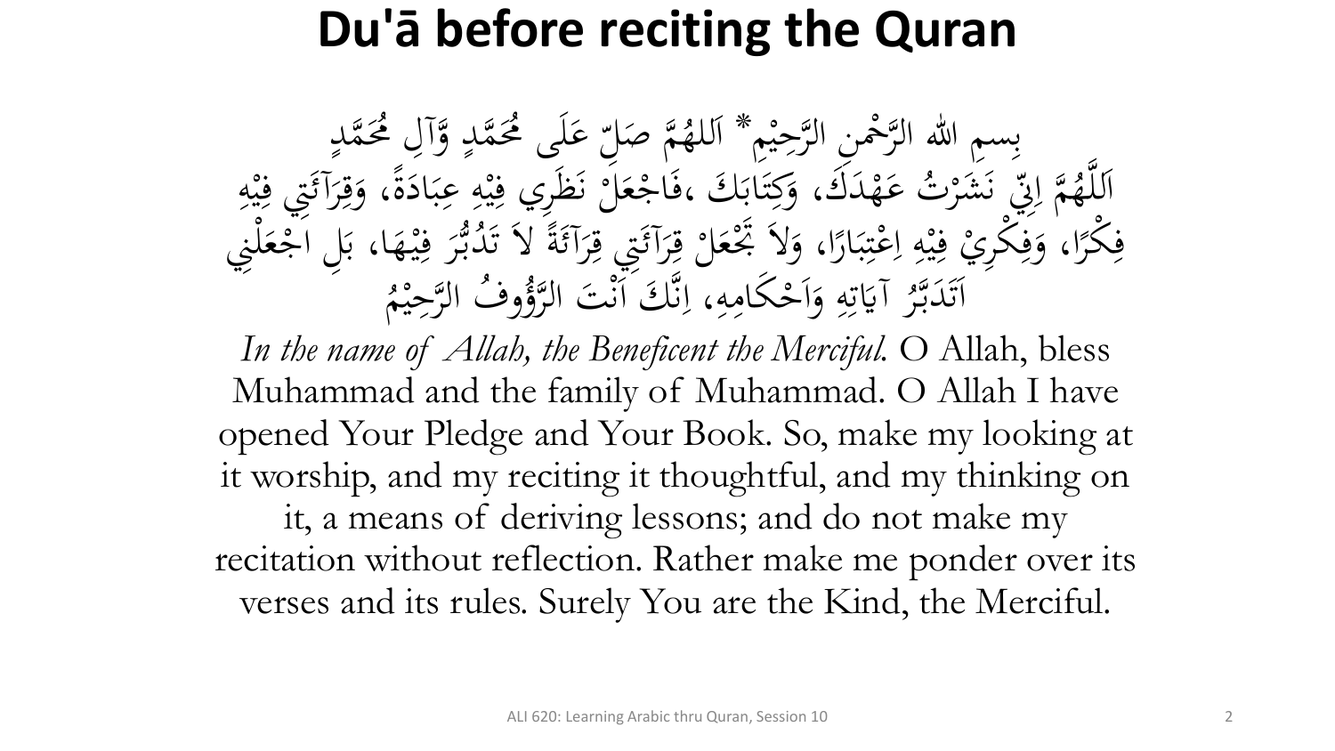# Du'ā before reciting the Quran

بِسمِ اللهِ الرَّحْمنِ الرَّحِيْمِ* اَللهُمَّ صَلِّ عَلَى مُحَمَّدٍ وَّآلِ مُحَمَّدٍ
اَللَّهُمَّ اِنِّيْ نَشَرْتُ عَهْدَكَ، وَكِتَابَكَ ،فَاجْعَلْ نَظَرِي فِيْهِ عِبَادَةً، وَقِرَآئَتِي فِيْهِ فِكْرًا، وَفِكْرِيْ فِيْهِ اِعْتِبَارًا، وَلاَ تَجْعَلْ قِرَآئَتِي قِرَآئَةً لاَ تَدُبُّرَ فِيْهَا، بَلِ اجْعَلْنِي اَتَدَبَّرُ آيَاتِهِ وَاَحْكَامِهِ، اِنَّكَ اَنْتَ الرَّؤُوفُ الرَّحِيْمُ

*In the name of Allah, the Beneficent the Merciful.* O Allah, bless Muhammad and the family of Muhammad. O Allah I have opened Your Pledge and Your Book. So, make my looking at it worship, and my reciting it thoughtful, and my thinking on it, a means of deriving lessons; and do not make my recitation without reflection. Rather make me ponder over its verses and its rules. Surely You are the Kind, the Merciful.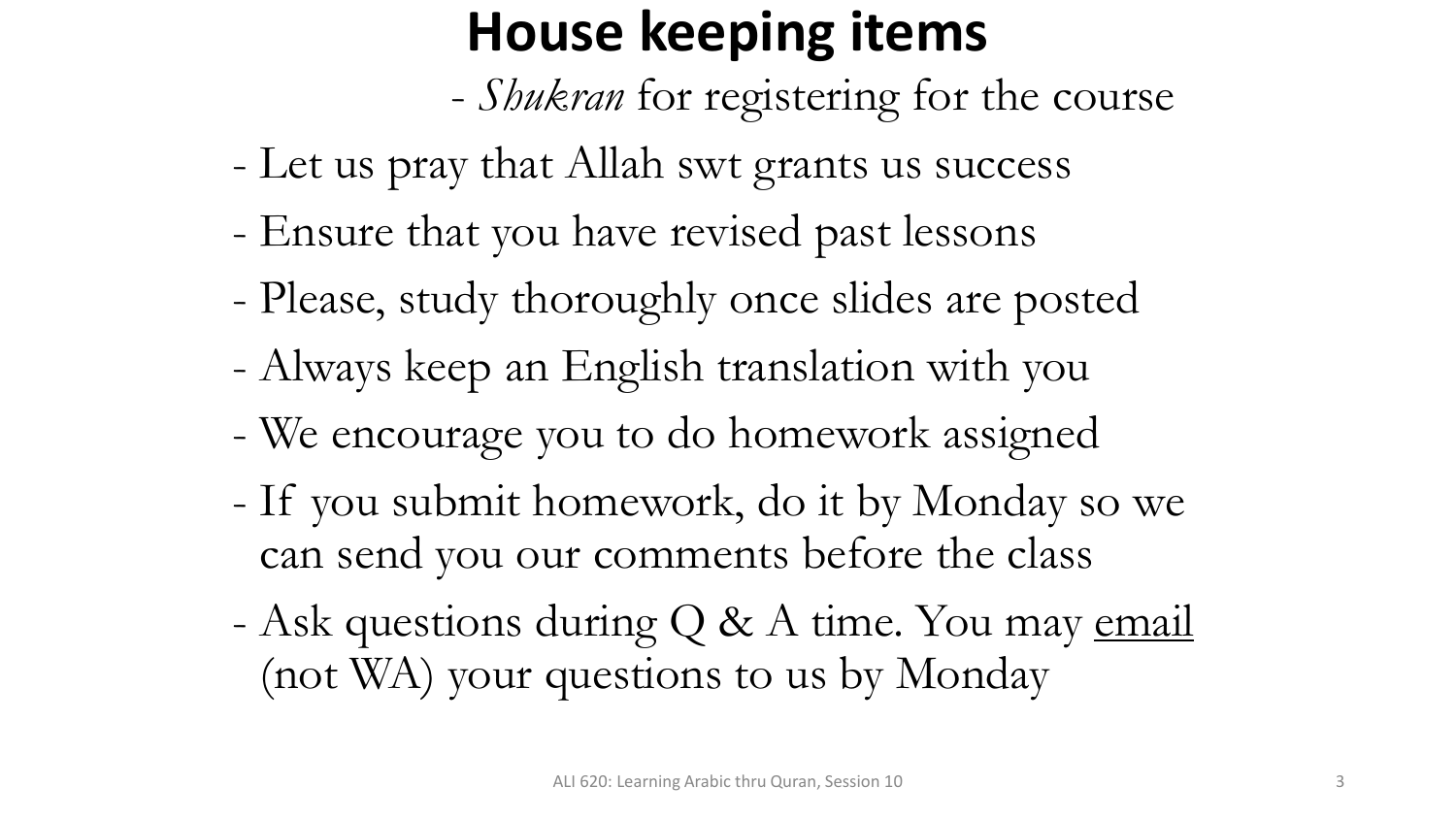# House keeping items

- *Shukran* for registering for the course
- Let us pray that Allah swt grants us success
- Ensure that you have revised past lessons
- Please, study thoroughly once slides are posted
- Always keep an English translation with you
- We encourage you to do homework assigned
- If you submit homework, do it by Monday so we can send you our comments before the class
- Ask questions during Q & A time. You may <u>email</u> (not WA) your questions to us by Monday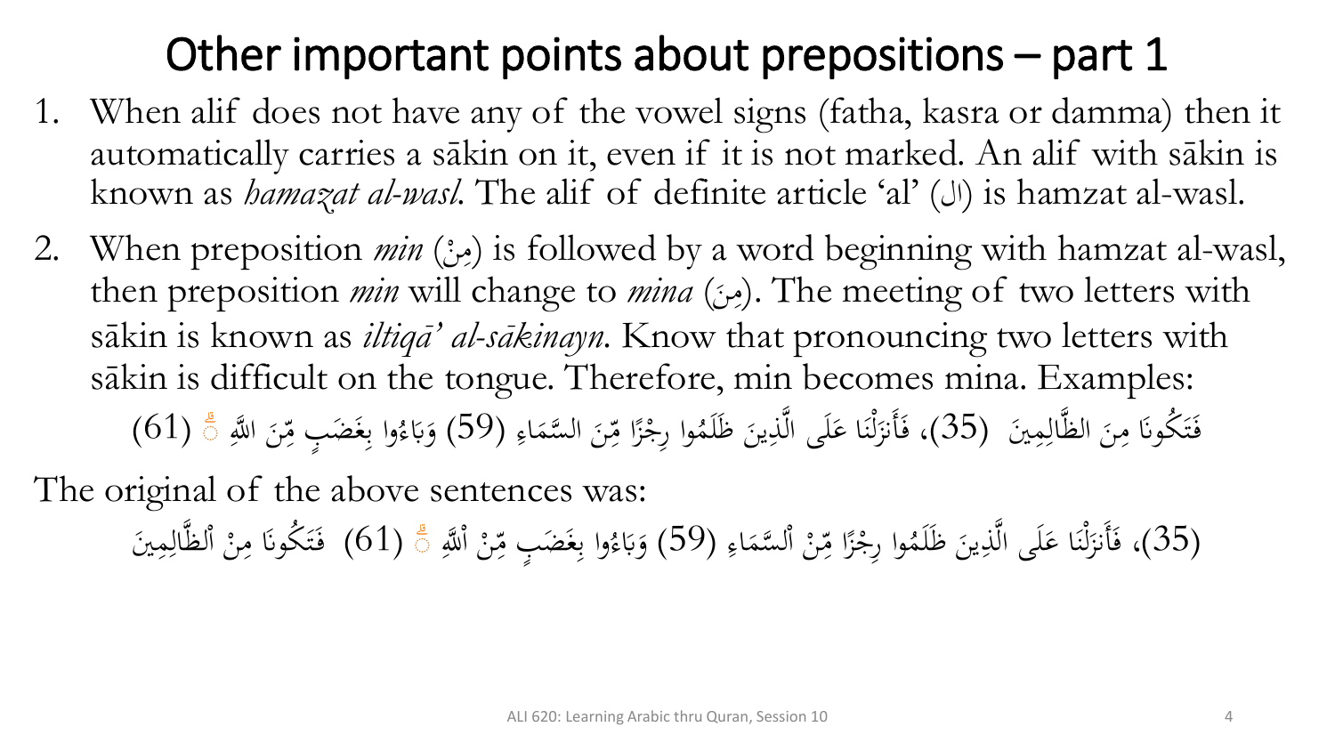# Other important points about prepositions – part 1

1. When alif does not have any of the vowel signs (fatha, kasra or damma) then it automatically carries a sākin on it, even if it is not marked. An alif with sākin is known as *hamazat al-wasl*. The alif of definite article 'al' (ال) is hamzat al-wasl.
2. When preposition *min* (مِنْ) is followed by a word beginning with hamzat al-wasl, then preposition *min* will change to *mina* (مِنَ). The meeting of two letters with sākin is known as *iltiqā' al-sākinayn*. Know that pronouncing two letters with sākin is difficult on the tongue. Therefore, min becomes mina. Examples:

فَتَكُونَا مِنَ الظَّالِمِينَ (35)، فَأَنزَلْنَا عَلَى الَّذِينَ ظَلَمُوا رِجْزًا مِّنَ السَّمَاءِ (59) وَبَاءُوا بِغَضَبٍ مِّنَ اللَّهِ ۗ (61)

The original of the above sentences was:

(35)، فَأَنزَلْنَا عَلَى الَّذِينَ ظَلَمُوا رِجْزًا مِّنْ ٱلسَّمَاءِ (59) وَبَاءُوا بِغَضَبٍ مِّنْ ٱللَّهِ ۗ (61) فَتَكُونَا مِنْ ٱلظَّالِمِينَ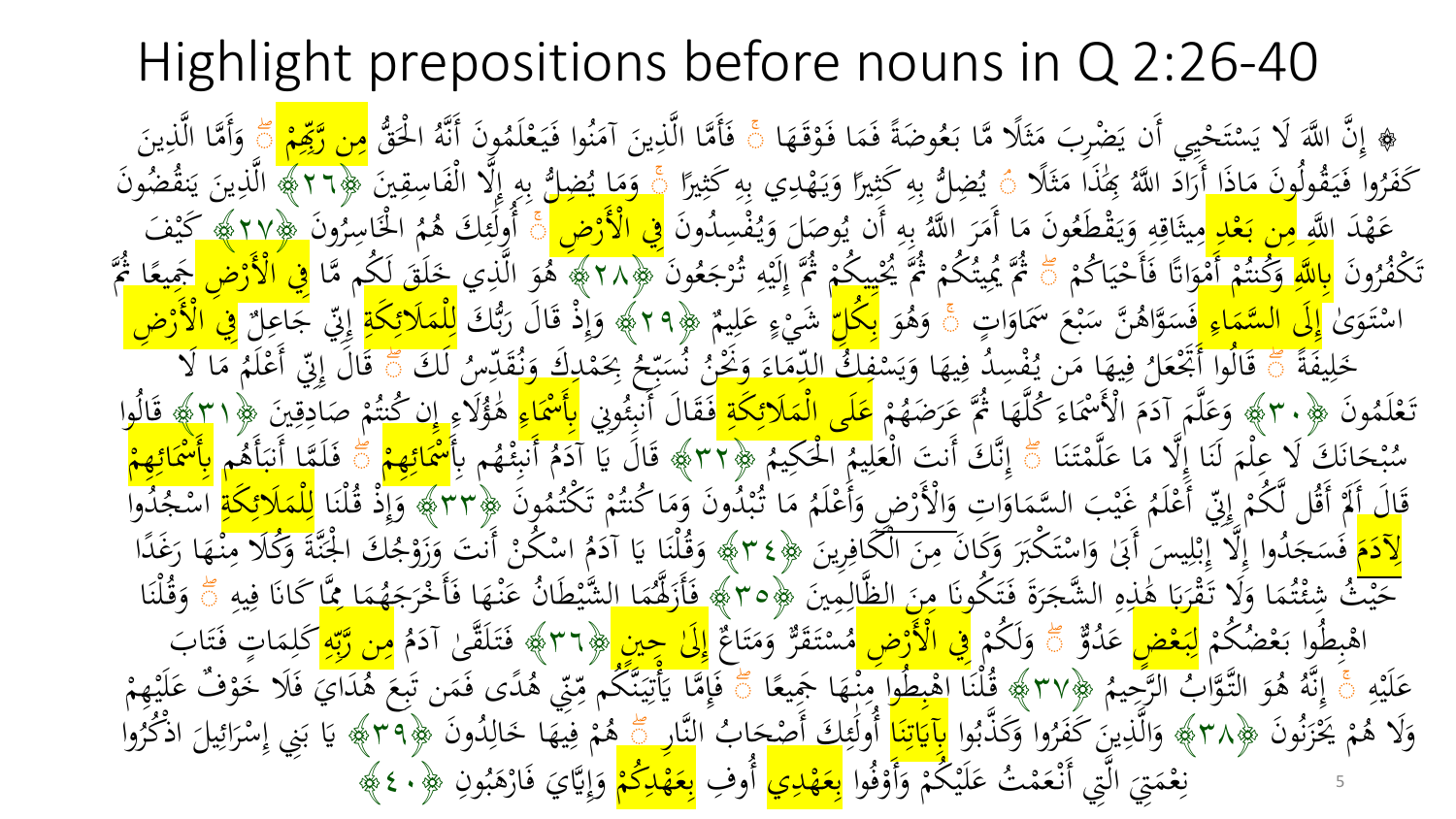# Highlight prepositions before nouns in Q 2:26-40

۞ إِنَّ اللَّهَ لَا يَسْتَحْيِي أَن يَضْرِبَ مَثَلًا مَّا بَعُوضَةً فَمَا فَوْقَهَا ۚ فَأَمَّا الَّذِينَ آمَنُوا فَيَعْلَمُونَ أَنَّهُ الْحَقُّ مِن رَّبِّهِمْ ۖ وَأَمَّا الَّذِينَ كَفَرُوا فَيَقُولُونَ مَاذَا أَرَادَ اللَّهُ بِهَٰذَا مَثَلًا ۘ يُضِلُّ بِهِ كَثِيرًا وَيَهْدِي بِهِ كَثِيرًا ۚ وَمَا يُضِلُّ بِهِ إِلَّا الْفَاسِقِينَ ﴿٢٦﴾ الَّذِينَ يَنقُضُونَ عَهْدَ اللَّهِ مِن بَعْدِ مِيثَاقِهِ وَيَقْطَعُونَ مَا أَمَرَ اللَّهُ بِهِ أَن يُوصَلَ وَيُفْسِدُونَ فِي الْأَرْضِ ۚ أُولَٰئِكَ هُمُ الْخَاسِرُونَ ﴿٢٧﴾ كَيْفَ تَكْفُرُونَ بِاللَّهِ وَكُنتُمْ أَمْوَاتًا فَأَحْيَاكُمْ ۖ ثُمَّ يُمِيتُكُمْ ثُمَّ يُحْيِيكُمْ ثُمَّ إِلَيْهِ تُرْجَعُونَ ﴿٢٨﴾ هُوَ الَّذِي خَلَقَ لَكُم مَّا فِي الْأَرْضِ جَمِيعًا ثُمَّ اسْتَوَىٰ إِلَى السَّمَاءِ فَسَوَّاهُنَّ سَبْعَ سَمَاوَاتٍ ۚ وَهُوَ بِكُلِّ شَيْءٍ عَلِيمٌ ﴿٢٩﴾ وَإِذْ قَالَ رَبُّكَ لِلْمَلَائِكَةِ إِنِّي جَاعِلٌ فِي الْأَرْضِ خَلِيفَةً ۖ قَالُوا أَتَجْعَلُ فِيهَا مَن يُفْسِدُ فِيهَا وَيَسْفِكُ الدِّمَاءَ وَنَحْنُ نُسَبِّحُ بِحَمْدِكَ وَنُقَدِّسُ لَكَ ۖ قَالَ إِنِّي أَعْلَمُ مَا لَا تَعْلَمُونَ ﴿٣٠﴾ وَعَلَّمَ آدَمَ الْأَسْمَاءَ كُلَّهَا ثُمَّ عَرَضَهُمْ عَلَى الْمَلَائِكَةِ فَقَالَ أَنبِئُونِي بِأَسْمَاءِ هَٰؤُلَاءِ إِن كُنتُمْ صَادِقِينَ ﴿٣١﴾ قَالُوا سُبْحَانَكَ لَا عِلْمَ لَنَا إِلَّا مَا عَلَّمْتَنَا ۖ إِنَّكَ أَنتَ الْعَلِيمُ الْحَكِيمُ ﴿٣٢﴾ قَالَ يَا آدَمُ أَنبِئْهُم بِأَسْمَائِهِمْ ۖ فَلَمَّا أَنبَأَهُم بِأَسْمَائِهِمْ قَالَ أَلَمْ أَقُل لَّكُمْ إِنِّي أَعْلَمُ غَيْبَ السَّمَاوَاتِ وَالْأَرْضِ وَأَعْلَمُ مَا تُبْدُونَ وَمَا كُنتُمْ تَكْتُمُونَ ﴿٣٣﴾ وَإِذْ قُلْنَا لِلْمَلَائِكَةِ اسْجُدُوا لِآدَمَ فَسَجَدُوا إِلَّا إِبْلِيسَ أَبَىٰ وَاسْتَكْبَرَ وَكَانَ مِنَ الْكَافِرِينَ ﴿٣٤﴾ وَقُلْنَا يَا آدَمُ اسْكُنْ أَنتَ وَزَوْجُكَ الْجَنَّةَ وَكُلَا مِنْهَا رَغَدًا حَيْثُ شِئْتُمَا وَلَا تَقْرَبَا هَٰذِهِ الشَّجَرَةَ فَتَكُونَا مِنَ الظَّالِمِينَ ﴿٣٥﴾ فَأَزَلَّهُمَا الشَّيْطَانُ عَنْهَا فَأَخْرَجَهُمَا مِمَّا كَانَا فِيهِ ۖ وَقُلْنَا اهْبِطُوا بَعْضُكُمْ لِبَعْضٍ عَدُوٌّ ۖ وَلَكُمْ فِي الْأَرْضِ مُسْتَقَرٌّ وَمَتَاعٌ إِلَىٰ حِينٍ ﴿٣٦﴾ فَتَلَقَّىٰ آدَمُ مِن رَّبِّهِ كَلِمَاتٍ فَتَابَ عَلَيْهِ ۚ إِنَّهُ هُوَ التَّوَّابُ الرَّحِيمُ ﴿٣٧﴾ قُلْنَا اهْبِطُوا مِنْهَا جَمِيعًا ۖ فَإِمَّا يَأْتِيَنَّكُم مِّنِّي هُدًى فَمَن تَبِعَ هُدَايَ فَلَا خَوْفٌ عَلَيْهِمْ وَلَا هُمْ يَحْزَنُونَ ﴿٣٨﴾ وَالَّذِينَ كَفَرُوا وَكَذَّبُوا بِآيَاتِنَا أُولَٰئِكَ أَصْحَابُ النَّارِ ۖ هُمْ فِيهَا خَالِدُونَ ﴿٣٩﴾ يَا بَنِي إِسْرَائِيلَ اذْكُرُوا نِعْمَتِيَ الَّتِي أَنْعَمْتُ عَلَيْكُمْ وَأَوْفُوا بِعَهْدِي أُوفِ بِعَهْدِكُمْ وَإِيَّايَ فَارْهَبُونِ ﴿٤٠﴾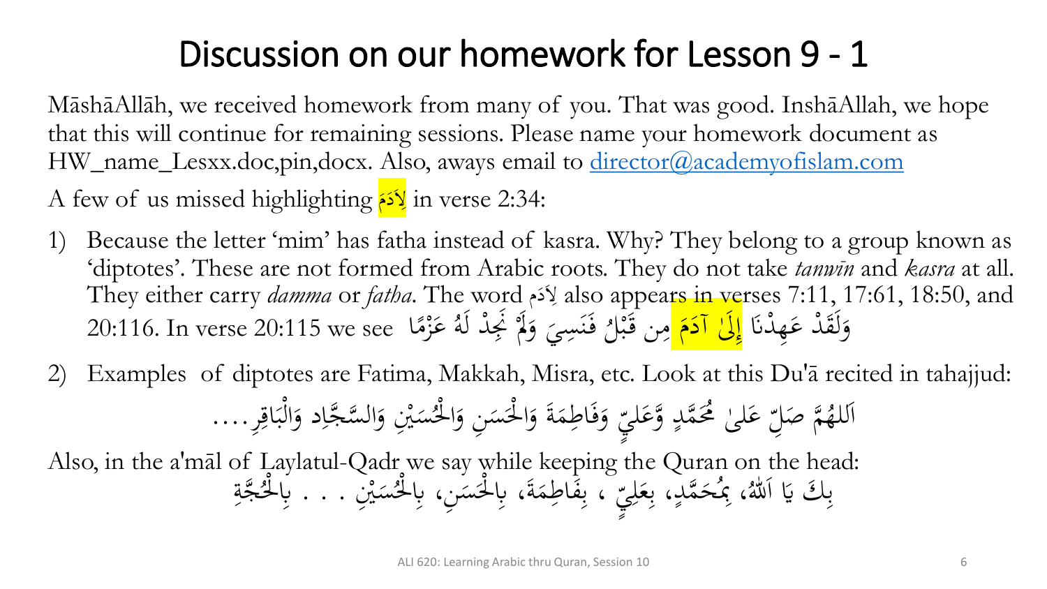# Discussion on our homework for Lesson 9 - 1

MāshāAllāh, we received homework from many of you. That was good. InshāAllah, we hope that this will continue for remaining sessions. Please name your homework document as HW_name_Lesxx.doc,pin,docx. Also, aways email to director@academyofislam.com

A few of us missed highlighting لِآدَمَ in verse 2:34:

1) Because the letter 'mim' has fatha instead of kasra. Why? They belong to a group known as 'diptotes'. These are not formed from Arabic roots. They do not take *tanwīn* and *kasra* at all. They either carry *damma* or *fatha*. The word لِآدَمَ also appears in verses 7:11, 17:61, 18:50, and 20:116. In verse 20:115 we see وَلَقَدْ عَهِدْنَا إِلَىٰ آدَمَ مِن قَبْلُ فَنَسِيَ وَلَمْ نَجِدْ لَهُ عَزْمًا

2) Examples of diptotes are Fatima, Makkah, Misra, etc. Look at this Du'ā recited in tahajjud:

اَللهُمَّ صَلِّ عَلىٰ مُحَمَّدٍ وَّعَلِيٍّ وَفَاطِمَةَ وَالْحَسَنِ وَالْحُسَيْنِ وَالسَّجَّادِ وَالْبَاقِرِ....

Also, in the a'māl of Laylatul-Qadr we say while keeping the Quran on the head:

بِكَ يَا اَللهُ، بِمُحَمَّدٍ، بِعَلِيٍّ ، بِفَاطِمَةَ، بِالْحَسَنِ، بِالْحُسَيْنِ . . . بِالْحُجَّةِ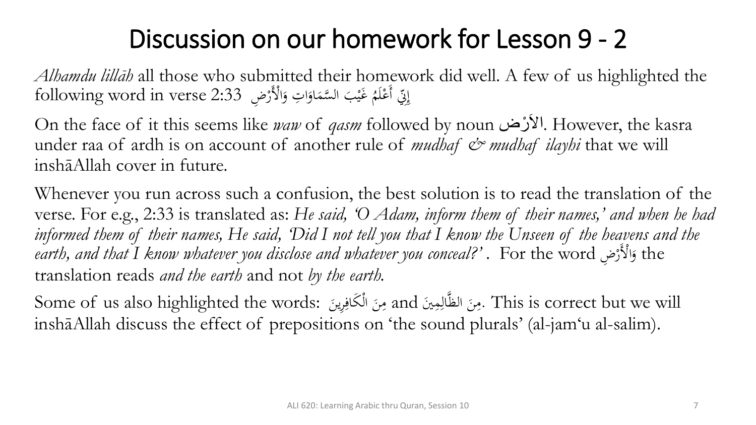# Discussion on our homework for Lesson 9 - 2

*Alhamdu lillāh* all those who submitted their homework did well. A few of us highlighted the following word in verse 2:33 إِنِّي أَعْلَمُ غَيْبَ السَّمَاوَاتِ وَالْأَرْضِ

On the face of it this seems like *waw* of *qasm* followed by noun الاَرْض. However, the kasra under raa of ardh is on account of another rule of *mudhaf & mudhaf ilayhi* that we will inshāAllah cover in future.

Whenever you run across such a confusion, the best solution is to read the translation of the verse. For e.g., 2:33 is translated as: *He said, 'O Adam, inform them of their names,' and when he had informed them of their names, He said, 'Did I not tell you that I know the Unseen of the heavens and the earth, and that I know whatever you disclose and whatever you conceal?'* . For the word وَالْأَرْضِ the translation reads *and the earth* and not *by the earth.*

Some of us also highlighted the words: مِنَ الْكَافِرِينَ and مِنَ الظَّالِمِينَ. This is correct but we will inshāAllah discuss the effect of prepositions on 'the sound plurals' (al-jam'u al-salim).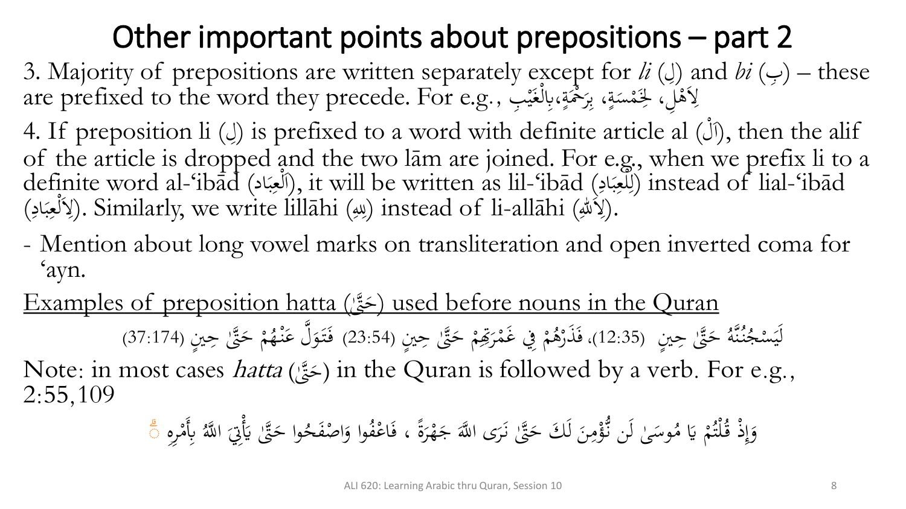# Other important points about prepositions – part 2

3. Majority of prepositions are written separately except for *li* (لِ) and *bi* (بِ) – these are prefixed to the word they precede. For e.g., لِأَهْلِ، لِخَمْسَةٍ، بِرَحْمَةٍ،بِالْغَيْبِ

4. If preposition li (لِ) is prefixed to a word with definite article al (اَلْ), then the alif of the article is dropped and the two lām are joined. For e.g., when we prefix li to a definite word al-'ibād (اَلْعِبَاد), it will be written as lil-'ibād (لِلْعِبَادِ) instead of lial-'ibād (لِاَلْعِبَادِ). Similarly, we write lillāhi (لِلّٰهِ) instead of li-allāhi (لِاَللّٰهِ).

- Mention about long vowel marks on transliteration and open inverted coma for 'ayn.

<u>Examples of preposition hatta (حَتَّىٰ) used before nouns in the Quran</u>

لَيَسْجُنُنَّهُ حَتَّىٰ حِينٍ (12:35)، فَذَرْهُمْ فِي غَمْرَتِهِمْ حَتَّىٰ حِينٍ (23:54) فَتَوَلَّ عَنْهُمْ حَتَّىٰ حِينٍ (37:174)

Note: in most cases *hatta* (حَتَّىٰ) in the Quran is followed by a verb. For e.g., 2:55,109

وَإِذْ قُلْتُمْ يَا مُوسَىٰ لَن نُّؤْمِنَ لَكَ حَتَّىٰ نَرَى اللَّهَ جَهْرَةً ، فَاعْفُوا وَاصْفَحُوا حَتَّىٰ يَأْتِيَ اللَّهُ بِأَمْرِهِ ۗ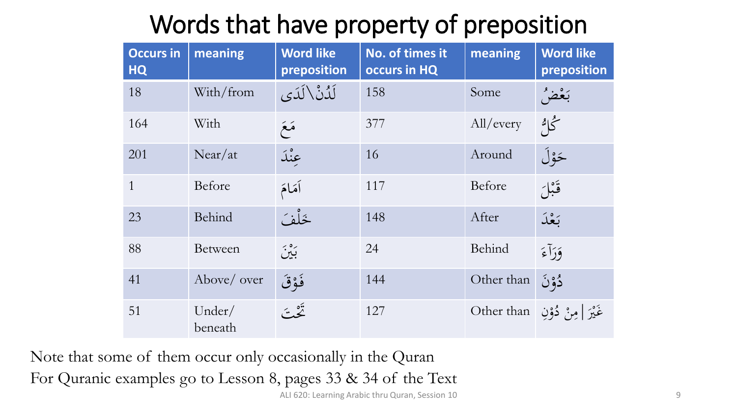# Words that have property of preposition

| Occurs in HQ | meaning | Word like preposition | No. of times it occurs in HQ | meaning | Word like preposition |
|---|---|---|---|---|---|
| 18 | With/from | لَدُنْ\لَدَى | 158 | Some | بَعْضُ |
| 164 | With | مَعَ | 377 | All/every | كُلُّ |
| 201 | Near/at | عِنْدَ | 16 | Around | حَوْلَ |
| 1 | Before | اَمَامَ | 117 | Before | قَبْلَ |
| 23 | Behind | خَلْفَ | 148 | After | بَعْدَ |
| 88 | Between | بَيْنَ | 24 | Behind | وَرَآءَ |
| 41 | Above/ over | فَوْقَ | 144 | Other than | دُوْنَ |
| 51 | Under/ beneath | تَحْتَ | 127 | Other than | غَيْرَ \| مِنْ دُوْنِ |

Note that some of them occur only occasionally in the Quran

For Quranic examples go to Lesson 8, pages 33 & 34 of the Text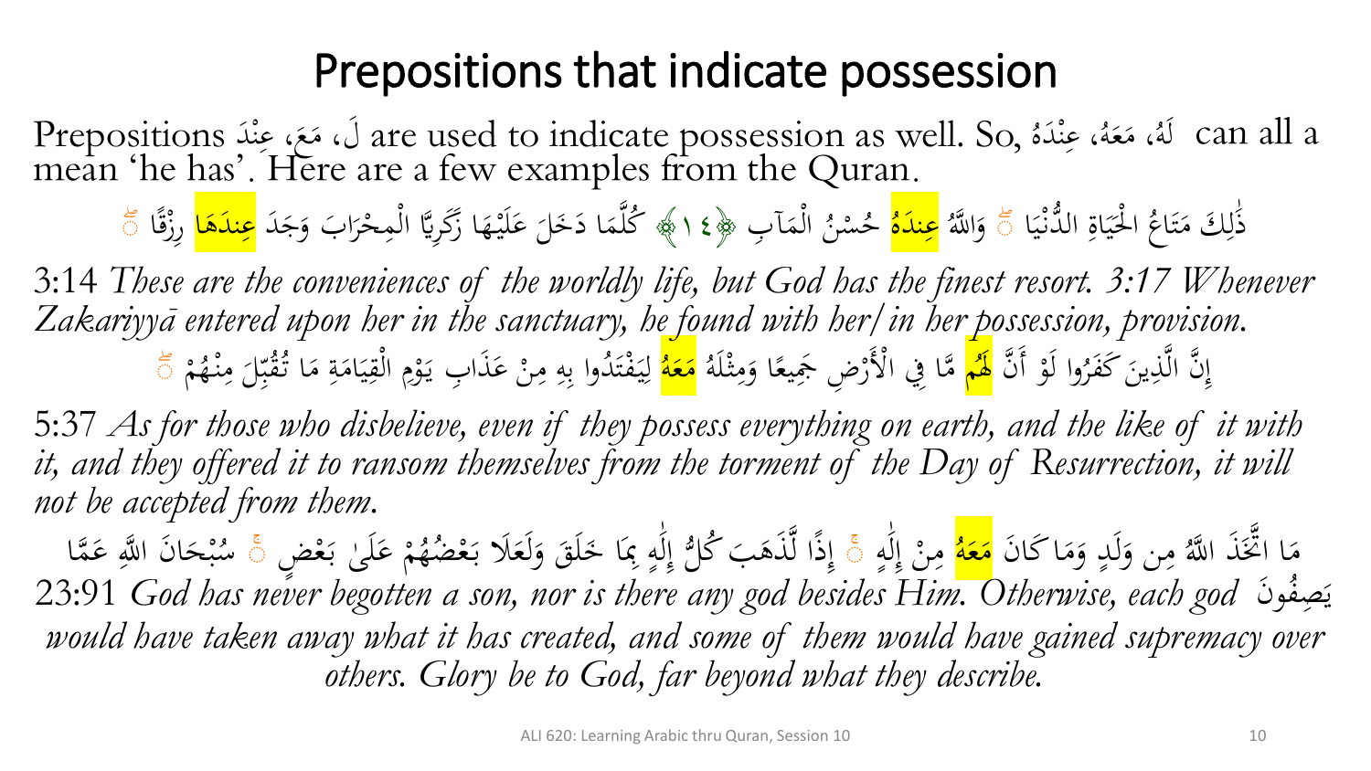# Prepositions that indicate possession

Prepositions لَ، مَعَ، عِنْدَ are used to indicate possession as well. So, لَهُ، مَعَهُ، عِنْدَهُ can all a mean 'he has'. Here are a few examples from the Quran.

ذَٰلِكَ مَتَاعُ الْحَيَاةِ الدُّنْيَا ۖ وَاللَّهُ **عِندَهُ** حُسْنُ الْمَآبِ ﴿١٤﴾ كُلَّمَا دَخَلَ عَلَيْهَا زَكَرِيَّا الْمِحْرَابَ وَجَدَ **عِندَهَا** رِزْقًا ۖ

3:14 *These are the conveniences of the worldly life, but God has the finest resort.* 3:17 *Whenever Zakariyyā entered upon her in the sanctuary, he found with her/in her possession, provision.*

إِنَّ الَّذِينَ كَفَرُوا لَوْ أَنَّ **لَهُم** مَّا فِي الْأَرْضِ جَمِيعًا وَمِثْلَهُ **مَعَهُ** لِيَفْتَدُوا بِهِ مِنْ عَذَابِ يَوْمِ الْقِيَامَةِ مَا تُقُبِّلَ مِنْهُمْ ۖ

5:37 *As for those who disbelieve, even if they possess everything on earth, and the like of it with it, and they offered it to ransom themselves from the torment of the Day of Resurrection, it will not be accepted from them.*

مَا اتَّخَذَ اللَّهُ مِن وَلَدٍ وَمَا كَانَ **مَعَهُ** مِنْ إِلَٰهٍ ۚ إِذًا لَّذَهَبَ كُلُّ إِلَٰهٍ بِمَا خَلَقَ وَلَعَلَا بَعْضُهُمْ عَلَىٰ بَعْضٍ ۚ سُبْحَانَ اللَّهِ عَمَّا يَصِفُونَ

23:91 *God has never begotten a son, nor is there any god besides Him. Otherwise, each god would have taken away what it has created, and some of them would have gained supremacy over others. Glory be to God, far beyond what they describe.*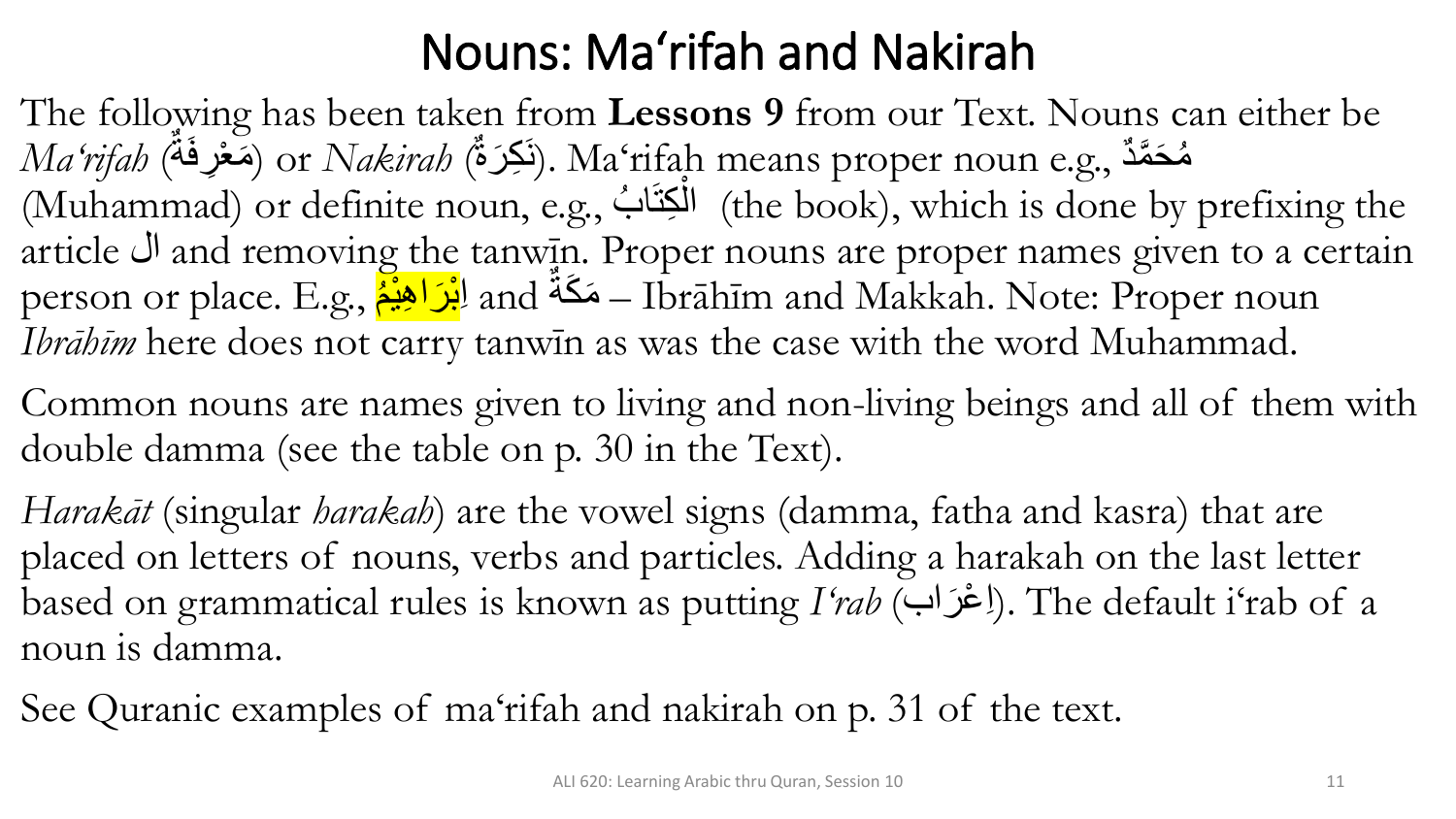# Nouns: Ma'rifah and Nakirah

The following has been taken from **Lessons 9** from our Text. Nouns can either be *Ma'rifah* (مَعْرِفَةٌ) or *Nakirah* (نَكِرَةٌ). Ma'rifah means proper noun e.g., مُحَمَّدٌ (Muhammad) or definite noun, e.g., الْكِتَابُ (the book), which is done by prefixing the article ال and removing the tanwīn. Proper nouns are proper names given to a certain person or place. E.g., اِبْرَاهِيْمُ and مَكَّةُ – Ibrāhīm and Makkah. Note: Proper noun *Ibrāhīm* here does not carry tanwīn as was the case with the word Muhammad.

Common nouns are names given to living and non-living beings and all of them with double damma (see the table on p. 30 in the Text).

*Harakāt* (singular *harakah*) are the vowel signs (damma, fatha and kasra) that are placed on letters of nouns, verbs and particles. Adding a harakah on the last letter based on grammatical rules is known as putting *I'rab* (إِعْرَاب). The default i'rab of a noun is damma.

See Quranic examples of ma'rifah and nakirah on p. 31 of the text.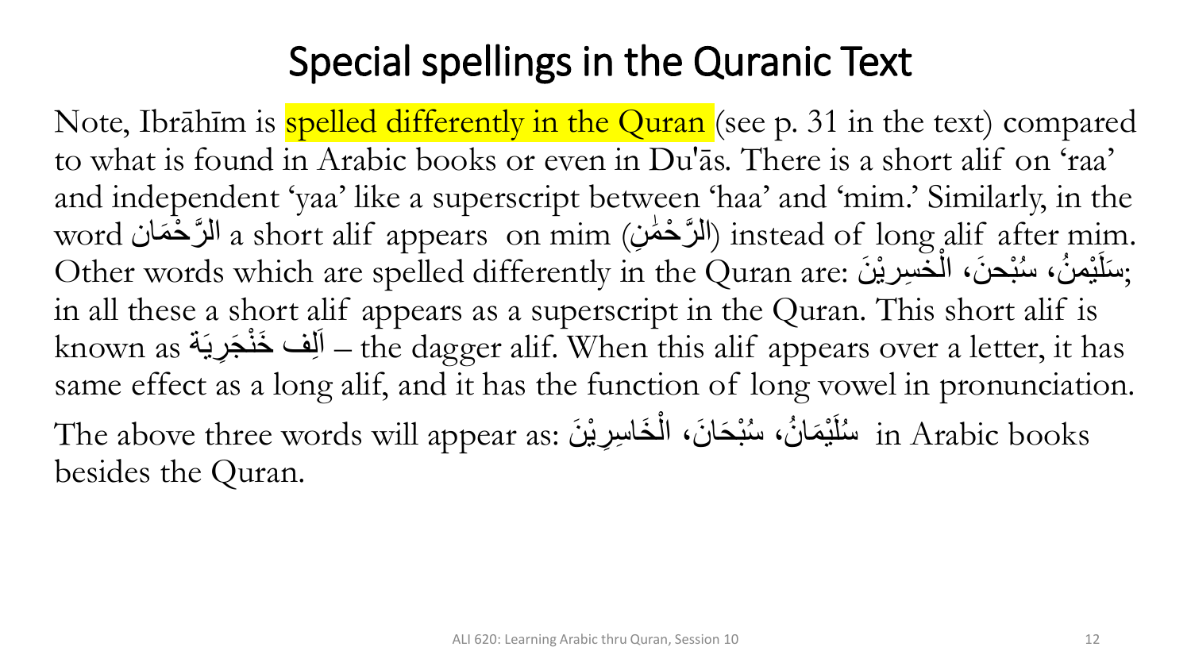# Special spellings in the Quranic Text

Note, Ibrāhīm is spelled differently in the Quran (see p. 31 in the text) compared to what is found in Arabic books or even in Du'ās. There is a short alif on 'raa' and independent 'yaa' like a superscript between 'haa' and 'mim.' Similarly, in the word الرَّحْمَان a short alif appears on mim (الرَّحْمٰنِ) instead of long alif after mim. Other words which are spelled differently in the Quran are: سَلَيْمٰنُ، سُبْحٰنَ، الْخٰسِرِيْنَ; in all these a short alif appears as a superscript in the Quran. This short alif is known as اَلِف خَنْجَرِيَة – the dagger alif. When this alif appears over a letter, it has same effect as a long alif, and it has the function of long vowel in pronunciation.

The above three words will appear as: سُلَيْمَانُ، سُبْحَانَ، الْخَاسِرِيْنَ in Arabic books besides the Quran.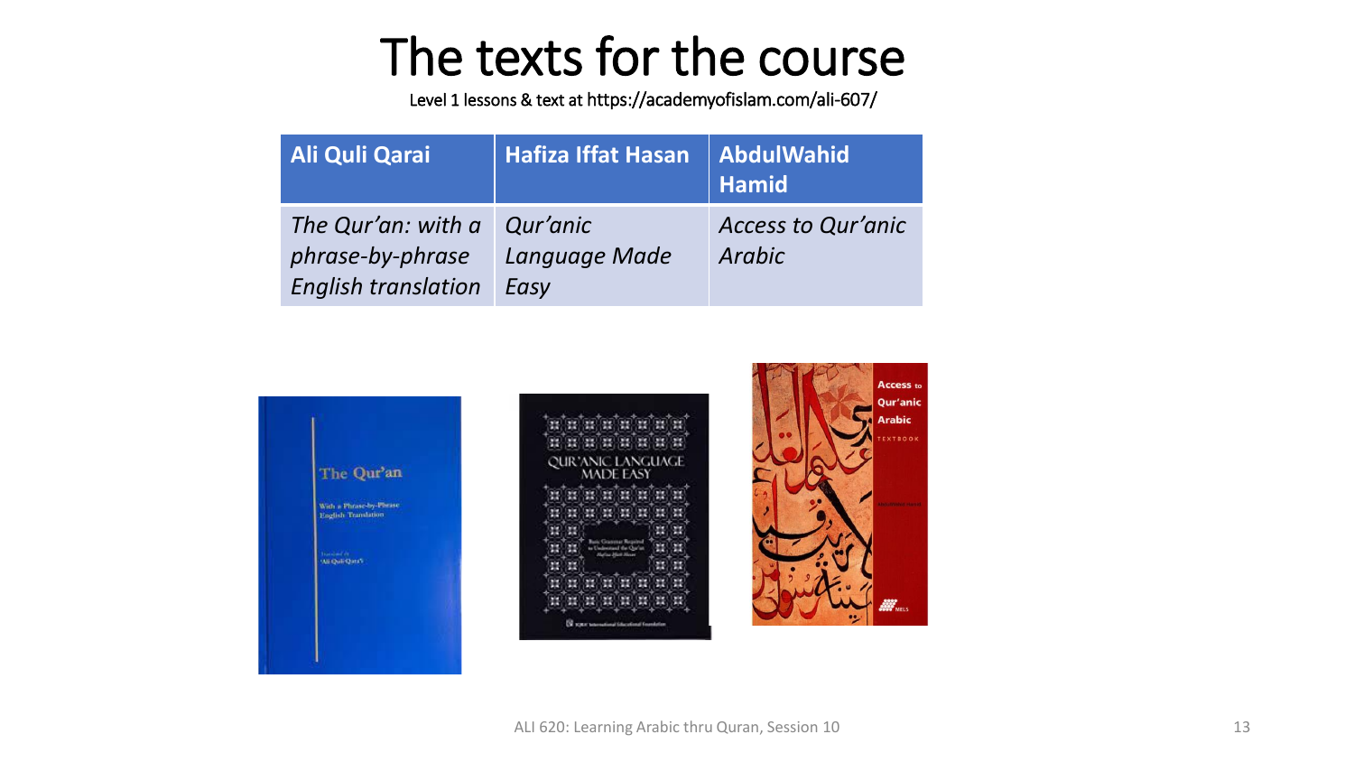# The texts for the course

Level 1 lessons & text at https://academyofislam.com/ali-607/

| Ali Quli Qarai | Hafiza Iffat Hasan | AbdulWahid Hamid |
|---|---|---|
| *The Qur'an: with a phrase-by-phrase English translation* | *Qur'anic Language Made Easy* | *Access to Qur'anic Arabic* |